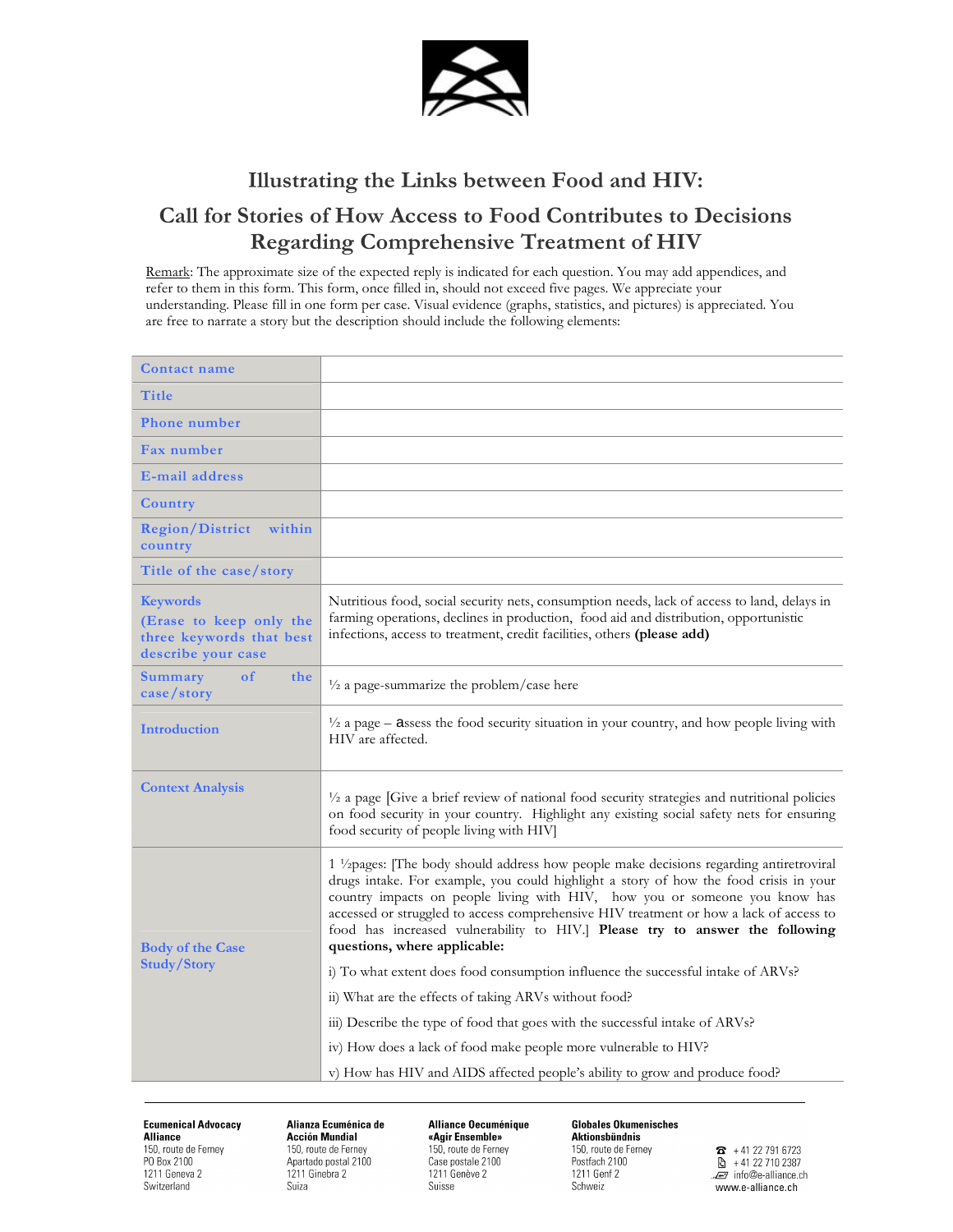# Illustrating the Links between Food and HIV:

## Call for Stories of How Access to Food Contributes to Decisions Regarding Comprehensive Treatment of HIV

Remark: The approximate size of the expected reply is indicated for each question. You may add appendices, and refer to them in this form. This form, once filled in, should not exceed five pages. We appreciate your understanding. Please fill in one form per case. Visual evidence (graphs, statistics, and pictures) is appreciated. You are free to narrate a story but the description should include the following elements:

| | |
|---|---|
| **Contact name** | |
| **Title** | |
| **Phone number** | |
| **Fax number** | |
| **E-mail address** | |
| **Country** | |
| **Region/District within country** | |
| **Title of the case/story** | |
| **Keywords (Erase to keep only the three keywords that best describe your case** | Nutritious food, social security nets, consumption needs, lack of access to land, delays in farming operations, declines in production, food aid and distribution, opportunistic infections, access to treatment, credit facilities, others **(please add)** |
| **Summary of the case/story** | ½ a page-summarize the problem/case here |
| **Introduction** | ½ a page – assess the food security situation in your country, and how people living with HIV are affected. |
| **Context Analysis** | ½ a page [Give a brief review of national food security strategies and nutritional policies on food security in your country. Highlight any existing social safety nets for ensuring food security of people living with HIV] |
| **Body of the Case Study/Story** | 1 ½pages: [The body should address how people make decisions regarding antiretroviral drugs intake. For example, you could highlight a story of how the food crisis in your country impacts on people living with HIV, how you or someone you know has accessed or struggled to access comprehensive HIV treatment or how a lack of access to food has increased vulnerability to HIV.] **Please try to answer the following questions, where applicable:** <br> i) To what extent does food consumption influence the successful intake of ARVs? <br> ii) What are the effects of taking ARVs without food? <br> iii) Describe the type of food that goes with the successful intake of ARVs? <br> iv) How does a lack of food make people more vulnerable to HIV? <br> v) How has HIV and AIDS affected people's ability to grow and produce food? |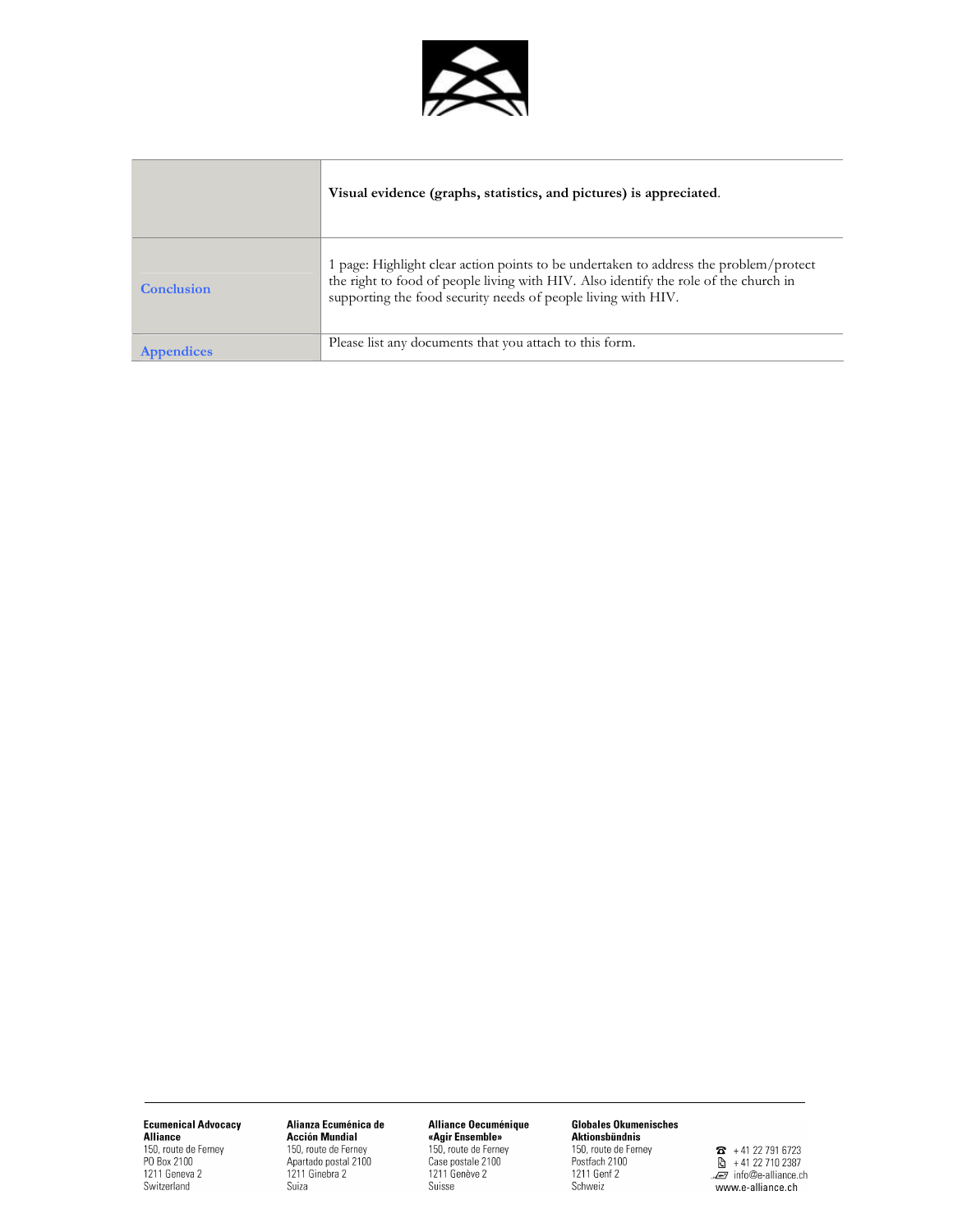| | |
|---|---|
| | **Visual evidence (graphs, statistics, and pictures) is appreciated**. |
| Conclusion | 1 page: Highlight clear action points to be undertaken to address the problem/protect the right to food of people living with HIV. Also identify the role of the church in supporting the food security needs of people living with HIV. |
| Appendices | Please list any documents that you attach to this form. |

**Ecumenical Advocacy Alliance**
150, route de Ferney
PO Box 2100
1211 Geneva 2
Switzerland

**Alianza Ecuménica de Acción Mundial**
150, route de Ferney
Apartado postal 2100
1211 Ginebra 2
Suiza

**Alliance Oecuménique «Agir Ensemble»**
150, route de Ferney
Case postale 2100
1211 Genève 2
Suisse

**Globales Okumenisches Aktionsbündnis**
150, route de Ferney
Postfach 2100
1211 Genf 2
Schweiz

+ 41 22 791 6723
+ 41 22 710 2387
info@e-alliance.ch
www.e-alliance.ch